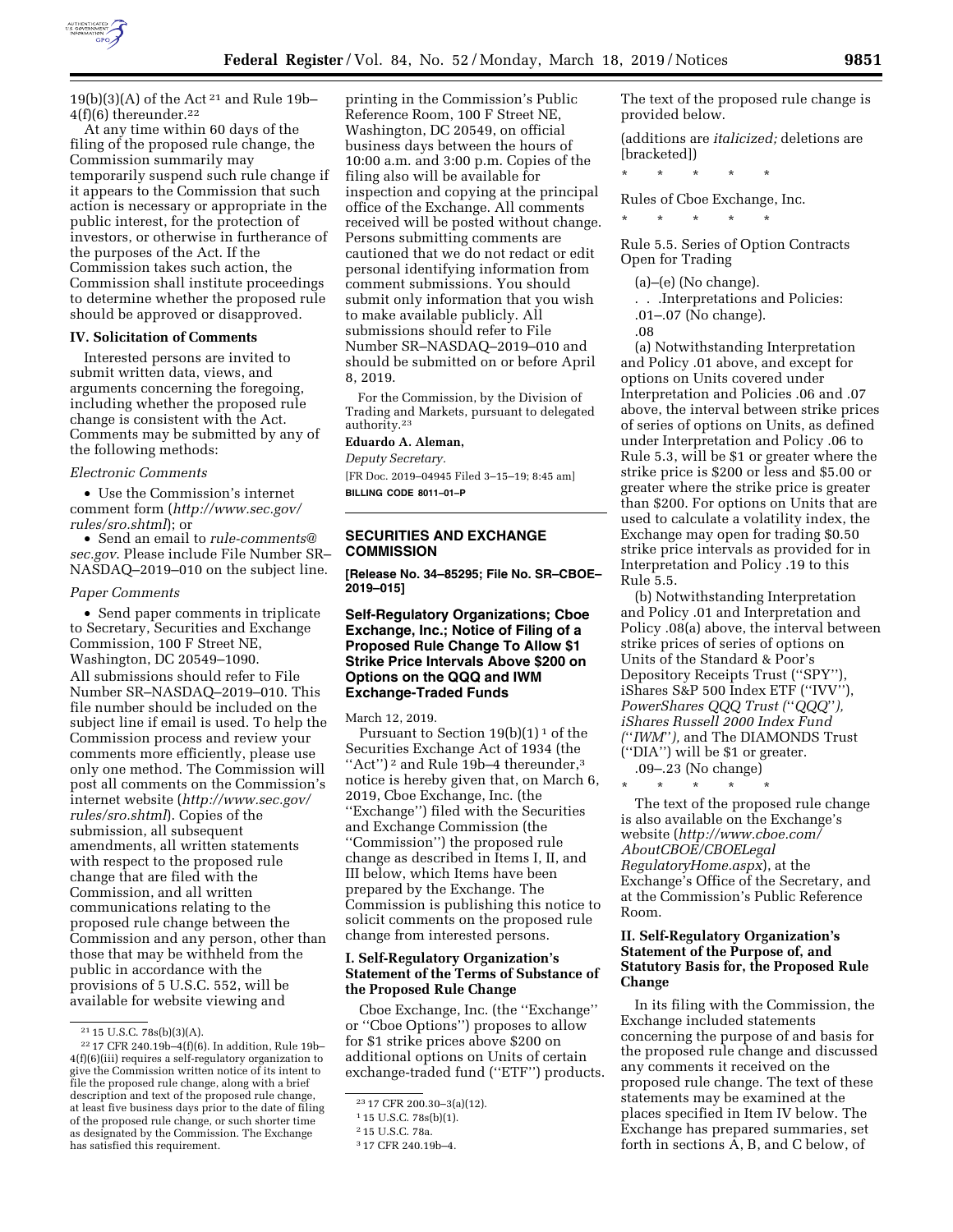19(b)(3)(A) of the Act [21] and Rule 19b–4(f)(6) thereunder.[22]

At any time within 60 days of the filing of the proposed rule change, the Commission summarily may temporarily suspend such rule change if it appears to the Commission that such action is necessary or appropriate in the public interest, for the protection of investors, or otherwise in furtherance of the purposes of the Act. If the Commission takes such action, the Commission shall institute proceedings to determine whether the proposed rule should be approved or disapproved.

## IV. Solicitation of Comments

Interested persons are invited to submit written data, views, and arguments concerning the foregoing, including whether the proposed rule change is consistent with the Act. Comments may be submitted by any of the following methods:

*Electronic Comments*

- Use the Commission's internet comment form (*http://www.sec.gov/rules/sro.shtml*); or
- Send an email to *rule-comments@sec.gov*. Please include File Number SR–NASDAQ–2019–010 on the subject line.

*Paper Comments*

- Send paper comments in triplicate to Secretary, Securities and Exchange Commission, 100 F Street NE, Washington, DC 20549–1090.

All submissions should refer to File Number SR–NASDAQ–2019–010. This file number should be included on the subject line if email is used. To help the Commission process and review your comments more efficiently, please use only one method. The Commission will post all comments on the Commission's internet website (*http://www.sec.gov/rules/sro.shtml*). Copies of the submission, all subsequent amendments, all written statements with respect to the proposed rule change that are filed with the Commission, and all written communications relating to the proposed rule change between the Commission and any person, other than those that may be withheld from the public in accordance with the provisions of 5 U.S.C. 552, will be available for website viewing and printing in the Commission's Public Reference Room, 100 F Street NE, Washington, DC 20549, on official business days between the hours of 10:00 a.m. and 3:00 p.m. Copies of the filing also will be available for inspection and copying at the principal office of the Exchange. All comments received will be posted without change. Persons submitting comments are cautioned that we do not redact or edit personal identifying information from comment submissions. You should submit only information that you wish to make available publicly. All submissions should refer to File Number SR–NASDAQ–2019–010 and should be submitted on or before April 8, 2019.

For the Commission, by the Division of Trading and Markets, pursuant to delegated authority.[23]

**Eduardo A. Aleman,**

*Deputy Secretary.*

[FR Doc. 2019–04945 Filed 3–15–19; 8:45 am]

**BILLING CODE 8011–01–P**

---

[21] 15 U.S.C. 78s(b)(3)(A).

[22] 17 CFR 240.19b–4(f)(6). In addition, Rule 19b–4(f)(6)(iii) requires a self-regulatory organization to give the Commission written notice of its intent to file the proposed rule change, along with a brief description and text of the proposed rule change, at least five business days prior to the date of filing of the proposed rule change, or such shorter time as designated by the Commission. The Exchange has satisfied this requirement.

[23] 17 CFR 200.30–3(a)(12).

---

## SECURITIES AND EXCHANGE COMMISSION

**[Release No. 34–85295; File No. SR–CBOE–2019–015]**

## Self-Regulatory Organizations; Cboe Exchange, Inc.; Notice of Filing of a Proposed Rule Change To Allow $1 Strike Price Intervals Above $200 on Options on the QQQ and IWM Exchange-Traded Funds

March 12, 2019.

Pursuant to Section 19(b)(1)[1] of the Securities Exchange Act of 1934 (the "Act")[2] and Rule 19b–4 thereunder,[3] notice is hereby given that, on March 6, 2019, Cboe Exchange, Inc. (the "Exchange") filed with the Securities and Exchange Commission (the "Commission") the proposed rule change as described in Items I, II, and III below, which Items have been prepared by the Exchange. The Commission is publishing this notice to solicit comments on the proposed rule change from interested persons.

### I. Self-Regulatory Organization's Statement of the Terms of Substance of the Proposed Rule Change

Cboe Exchange, Inc. (the "Exchange" or "Cboe Options") proposes to allow for $1 strike prices above $200 on additional options on Units of certain exchange-traded fund ("ETF") products. The text of the proposed rule change is provided below.

(additions are *italicized;* deletions are [bracketed])

\* \* \* \* \*

Rules of Cboe Exchange, Inc.

\* \* \* \* \*

Rule 5.5. Series of Option Contracts Open for Trading

(a)–(e) (No change).

. . .Interpretations and Policies:

.01–.07 (No change).

.08

(a) Notwithstanding Interpretation and Policy .01 above, and except for options on Units covered under Interpretation and Policies .06 and .07 above, the interval between strike prices of series of options on Units, as defined under Interpretation and Policy .06 to Rule 5.3, will be $1 or greater where the strike price is $200 or less and $5.00 or greater where the strike price is greater than $200. For options on Units that are used to calculate a volatility index, the Exchange may open for trading $0.50 strike price intervals as provided for in Interpretation and Policy .19 to this Rule 5.5.

(b) Notwithstanding Interpretation and Policy .01 and Interpretation and Policy .08(a) above, the interval between strike prices of series of options on Units of the Standard & Poor's Depository Receipts Trust ("SPY"), iShares S&P 500 Index ETF ("IVV"), *PowerShares QQQ Trust ("QQQ"), iShares Russell 2000 Index Fund ("IWM"),* and The DIAMONDS Trust ("DIA") will be $1 or greater.

.09–.23 (No change)

\* \* \* \* \*

The text of the proposed rule change is also available on the Exchange's website (*http://www.cboe.com/AboutCBOE/CBOELegalRegulatoryHome.aspx*), at the Exchange's Office of the Secretary, and at the Commission's Public Reference Room.

### II. Self-Regulatory Organization's Statement of the Purpose of, and Statutory Basis for, the Proposed Rule Change

In its filing with the Commission, the Exchange included statements concerning the purpose of and basis for the proposed rule change and discussed any comments it received on the proposed rule change. The text of these statements may be examined at the places specified in Item IV below. The Exchange has prepared summaries, set forth in sections A, B, and C below, of

---

[1] 15 U.S.C. 78s(b)(1).

[2] 15 U.S.C. 78a.

[3] 17 CFR 240.19b–4.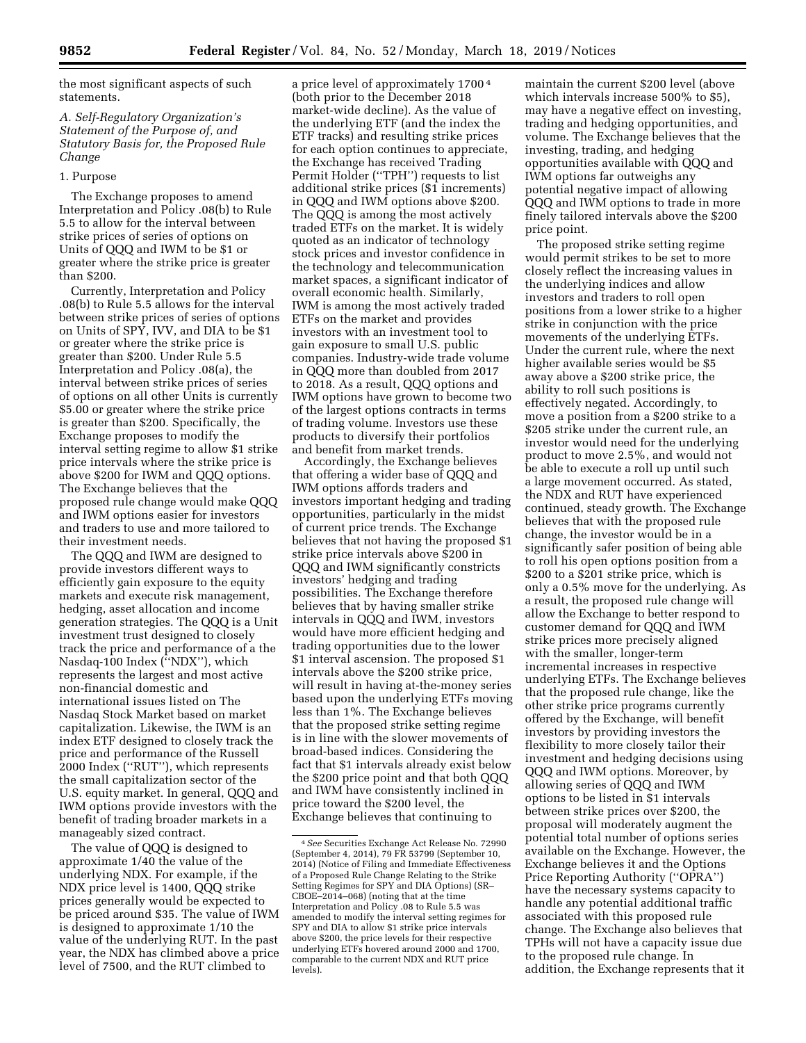the most significant aspects of such statements.

*A. Self-Regulatory Organization's Statement of the Purpose of, and Statutory Basis for, the Proposed Rule Change*

1. Purpose

The Exchange proposes to amend Interpretation and Policy .08(b) to Rule 5.5 to allow for the interval between strike prices of series of options on Units of QQQ and IWM to be $1 or greater where the strike price is greater than $200.

Currently, Interpretation and Policy .08(b) to Rule 5.5 allows for the interval between strike prices of series of options on Units of SPY, IVV, and DIA to be $1 or greater where the strike price is greater than $200. Under Rule 5.5 Interpretation and Policy .08(a), the interval between strike prices of series of options on all other Units is currently $5.00 or greater where the strike price is greater than $200. Specifically, the Exchange proposes to modify the interval setting regime to allow $1 strike price intervals where the strike price is above $200 for IWM and QQQ options. The Exchange believes that the proposed rule change would make QQQ and IWM options easier for investors and traders to use and more tailored to their investment needs.

The QQQ and IWM are designed to provide investors different ways to efficiently gain exposure to the equity markets and execute risk management, hedging, asset allocation and income generation strategies. The QQQ is a Unit investment trust designed to closely track the price and performance of a the Nasdaq-100 Index (''NDX''), which represents the largest and most active non-financial domestic and international issues listed on The Nasdaq Stock Market based on market capitalization. Likewise, the IWM is an index ETF designed to closely track the price and performance of the Russell 2000 Index (''RUT''), which represents the small capitalization sector of the U.S. equity market. In general, QQQ and IWM options provide investors with the benefit of trading broader markets in a manageably sized contract.

The value of QQQ is designed to approximate 1/40 the value of the underlying NDX. For example, if the NDX price level is 1400, QQQ strike prices generally would be expected to be priced around $35. The value of IWM is designed to approximate 1/10 the value of the underlying RUT. In the past year, the NDX has climbed above a price level of 7500, and the RUT climbed to a price level of approximately 1700 [4] (both prior to the December 2018 market-wide decline). As the value of the underlying ETF (and the index the ETF tracks) and resulting strike prices for each option continues to appreciate, the Exchange has received Trading Permit Holder (''TPH'') requests to list additional strike prices ($1 increments) in QQQ and IWM options above $200. The QQQ is among the most actively traded ETFs on the market. It is widely quoted as an indicator of technology stock prices and investor confidence in the technology and telecommunication market spaces, a significant indicator of overall economic health. Similarly, IWM is among the most actively traded ETFs on the market and provides investors with an investment tool to gain exposure to small U.S. public companies. Industry-wide trade volume in QQQ more than doubled from 2017 to 2018. As a result, QQQ options and IWM options have grown to become two of the largest options contracts in terms of trading volume. Investors use these products to diversify their portfolios and benefit from market trends.

Accordingly, the Exchange believes that offering a wider base of QQQ and IWM options affords traders and investors important hedging and trading opportunities, particularly in the midst of current price trends. The Exchange believes that not having the proposed $1 strike price intervals above $200 in QQQ and IWM significantly constricts investors' hedging and trading possibilities. The Exchange therefore believes that by having smaller strike intervals in QQQ and IWM, investors would have more efficient hedging and trading opportunities due to the lower $1 interval ascension. The proposed $1 intervals above the $200 strike price, will result in having at-the-money series based upon the underlying ETFs moving less than 1%. The Exchange believes that the proposed strike setting regime is in line with the slower movements of broad-based indices. Considering the fact that $1 intervals already exist below the $200 price point and that both QQQ and IWM have consistently inclined in price toward the $200 level, the Exchange believes that continuing to maintain the current $200 level (above which intervals increase 500% to $5), may have a negative effect on investing, trading and hedging opportunities, and volume. The Exchange believes that the investing, trading, and hedging opportunities available with QQQ and IWM options far outweighs any potential negative impact of allowing QQQ and IWM options to trade in more finely tailored intervals above the $200 price point.

The proposed strike setting regime would permit strikes to be set to more closely reflect the increasing values in the underlying indices and allow investors and traders to roll open positions from a lower strike to a higher strike in conjunction with the price movements of the underlying ETFs. Under the current rule, where the next higher available series would be $5 away above a $200 strike price, the ability to roll such positions is effectively negated. Accordingly, to move a position from a $200 strike to a $205 strike under the current rule, an investor would need for the underlying product to move 2.5%, and would not be able to execute a roll up until such a large movement occurred. As stated, the NDX and RUT have experienced continued, steady growth. The Exchange believes that with the proposed rule change, the investor would be in a significantly safer position of being able to roll his open options position from a $200 to a $201 strike price, which is only a 0.5% move for the underlying. As a result, the proposed rule change will allow the Exchange to better respond to customer demand for QQQ and IWM strike prices more precisely aligned with the smaller, longer-term incremental increases in respective underlying ETFs. The Exchange believes that the proposed rule change, like the other strike price programs currently offered by the Exchange, will benefit investors by providing investors the flexibility to more closely tailor their investment and hedging decisions using QQQ and IWM options. Moreover, by allowing series of QQQ and IWM options to be listed in $1 intervals between strike prices over $200, the proposal will moderately augment the potential total number of options series available on the Exchange. However, the Exchange believes it and the Options Price Reporting Authority (''OPRA'') have the necessary systems capacity to handle any potential additional traffic associated with this proposed rule change. The Exchange also believes that TPHs will not have a capacity issue due to the proposed rule change. In addition, the Exchange represents that it

[4] *See* Securities Exchange Act Release No. 72990 (September 4, 2014), 79 FR 53799 (September 10, 2014) (Notice of Filing and Immediate Effectiveness of a Proposed Rule Change Relating to the Strike Setting Regimes for SPY and DIA Options) (SR–CBOE–2014–068) (noting that at the time Interpretation and Policy .08 to Rule 5.5 was amended to modify the interval setting regimes for SPY and DIA to allow $1 strike price intervals above $200, the price levels for their respective underlying ETFs hovered around 2000 and 1700, comparable to the current NDX and RUT price levels).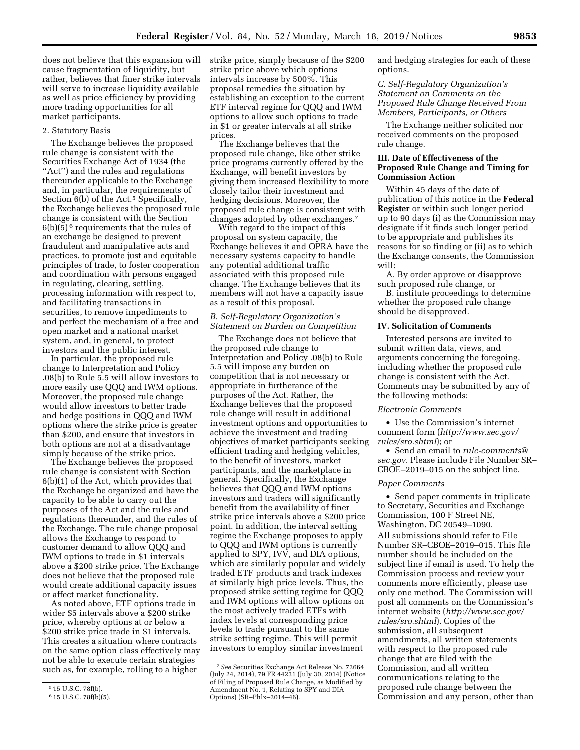does not believe that this expansion will cause fragmentation of liquidity, but rather, believes that finer strike intervals will serve to increase liquidity available as well as price efficiency by providing more trading opportunities for all market participants.

2. Statutory Basis

The Exchange believes the proposed rule change is consistent with the Securities Exchange Act of 1934 (the ''Act'') and the rules and regulations thereunder applicable to the Exchange and, in particular, the requirements of Section 6(b) of the Act.[5] Specifically, the Exchange believes the proposed rule change is consistent with the Section 6(b)(5)[6] requirements that the rules of an exchange be designed to prevent fraudulent and manipulative acts and practices, to promote just and equitable principles of trade, to foster cooperation and coordination with persons engaged in regulating, clearing, settling, processing information with respect to, and facilitating transactions in securities, to remove impediments to and perfect the mechanism of a free and open market and a national market system, and, in general, to protect investors and the public interest.

In particular, the proposed rule change to Interpretation and Policy .08(b) to Rule 5.5 will allow investors to more easily use QQQ and IWM options. Moreover, the proposed rule change would allow investors to better trade and hedge positions in QQQ and IWM options where the strike price is greater than $200, and ensure that investors in both options are not at a disadvantage simply because of the strike price.

The Exchange believes the proposed rule change is consistent with Section 6(b)(1) of the Act, which provides that the Exchange be organized and have the capacity to be able to carry out the purposes of the Act and the rules and regulations thereunder, and the rules of the Exchange. The rule change proposal allows the Exchange to respond to customer demand to allow QQQ and IWM options to trade in $1 intervals above a $200 strike price. The Exchange does not believe that the proposed rule would create additional capacity issues or affect market functionality.

As noted above, ETF options trade in wider $5 intervals above a $200 strike price, whereby options at or below a $200 strike price trade in $1 intervals. This creates a situation where contracts on the same option class effectively may not be able to execute certain strategies such as, for example, rolling to a higher strike price, simply because of the $200 strike price above which options intervals increase by 500%. This proposal remedies the situation by establishing an exception to the current ETF interval regime for QQQ and IWM options to allow such options to trade in $1 or greater intervals at all strike prices.

The Exchange believes that the proposed rule change, like other strike price programs currently offered by the Exchange, will benefit investors by giving them increased flexibility to more closely tailor their investment and hedging decisions. Moreover, the proposed rule change is consistent with changes adopted by other exchanges.[7]

With regard to the impact of this proposal on system capacity, the Exchange believes it and OPRA have the necessary systems capacity to handle any potential additional traffic associated with this proposed rule change. The Exchange believes that its members will not have a capacity issue as a result of this proposal.

### *B. Self-Regulatory Organization's Statement on Burden on Competition*

The Exchange does not believe that the proposed rule change to Interpretation and Policy .08(b) to Rule 5.5 will impose any burden on competition that is not necessary or appropriate in furtherance of the purposes of the Act. Rather, the Exchange believes that the proposed rule change will result in additional investment options and opportunities to achieve the investment and trading objectives of market participants seeking efficient trading and hedging vehicles, to the benefit of investors, market participants, and the marketplace in general. Specifically, the Exchange believes that QQQ and IWM options investors and traders will significantly benefit from the availability of finer strike price intervals above a $200 price point. In addition, the interval setting regime the Exchange proposes to apply to QQQ and IWM options is currently applied to SPY, IVV, and DIA options, which are similarly popular and widely traded ETF products and track indexes at similarly high price levels. Thus, the proposed strike setting regime for QQQ and IWM options will allow options on the most actively traded ETFs with index levels at corresponding price levels to trade pursuant to the same strike setting regime. This will permit investors to employ similar investment and hedging strategies for each of these options.

### *C. Self-Regulatory Organization's Statement on Comments on the Proposed Rule Change Received From Members, Participants, or Others*

The Exchange neither solicited nor received comments on the proposed rule change.

## III. Date of Effectiveness of the Proposed Rule Change and Timing for Commission Action

Within 45 days of the date of publication of this notice in the **Federal Register** or within such longer period up to 90 days (i) as the Commission may designate if it finds such longer period to be appropriate and publishes its reasons for so finding or (ii) as to which the Exchange consents, the Commission will:

A. By order approve or disapprove such proposed rule change, or

B. institute proceedings to determine whether the proposed rule change should be disapproved.

## IV. Solicitation of Comments

Interested persons are invited to submit written data, views, and arguments concerning the foregoing, including whether the proposed rule change is consistent with the Act. Comments may be submitted by any of the following methods:

*Electronic Comments*

- Use the Commission's internet comment form (*http://www.sec.gov/rules/sro.shtml*); or
- Send an email to *rule-comments@sec.gov*. Please include File Number SR–CBOE–2019–015 on the subject line.

*Paper Comments*

- Send paper comments in triplicate to Secretary, Securities and Exchange Commission, 100 F Street NE, Washington, DC 20549–1090.

All submissions should refer to File Number SR–CBOE–2019–015. This file number should be included on the subject line if email is used. To help the Commission process and review your comments more efficiently, please use only one method. The Commission will post all comments on the Commission's internet website (*http://www.sec.gov/rules/sro.shtml*). Copies of the submission, all subsequent amendments, all written statements with respect to the proposed rule change that are filed with the Commission, and all written communications relating to the proposed rule change between the Commission and any person, other than

---

[5] 15 U.S.C. 78f(b).

[6] 15 U.S.C. 78f(b)(5).

[7] *See* Securities Exchange Act Release No. 72664 (July 24, 2014), 79 FR 44231 (July 30, 2014) (Notice of Filing of Proposed Rule Change, as Modified by Amendment No. 1, Relating to SPY and DIA Options) (SR–Phlx–2014–46).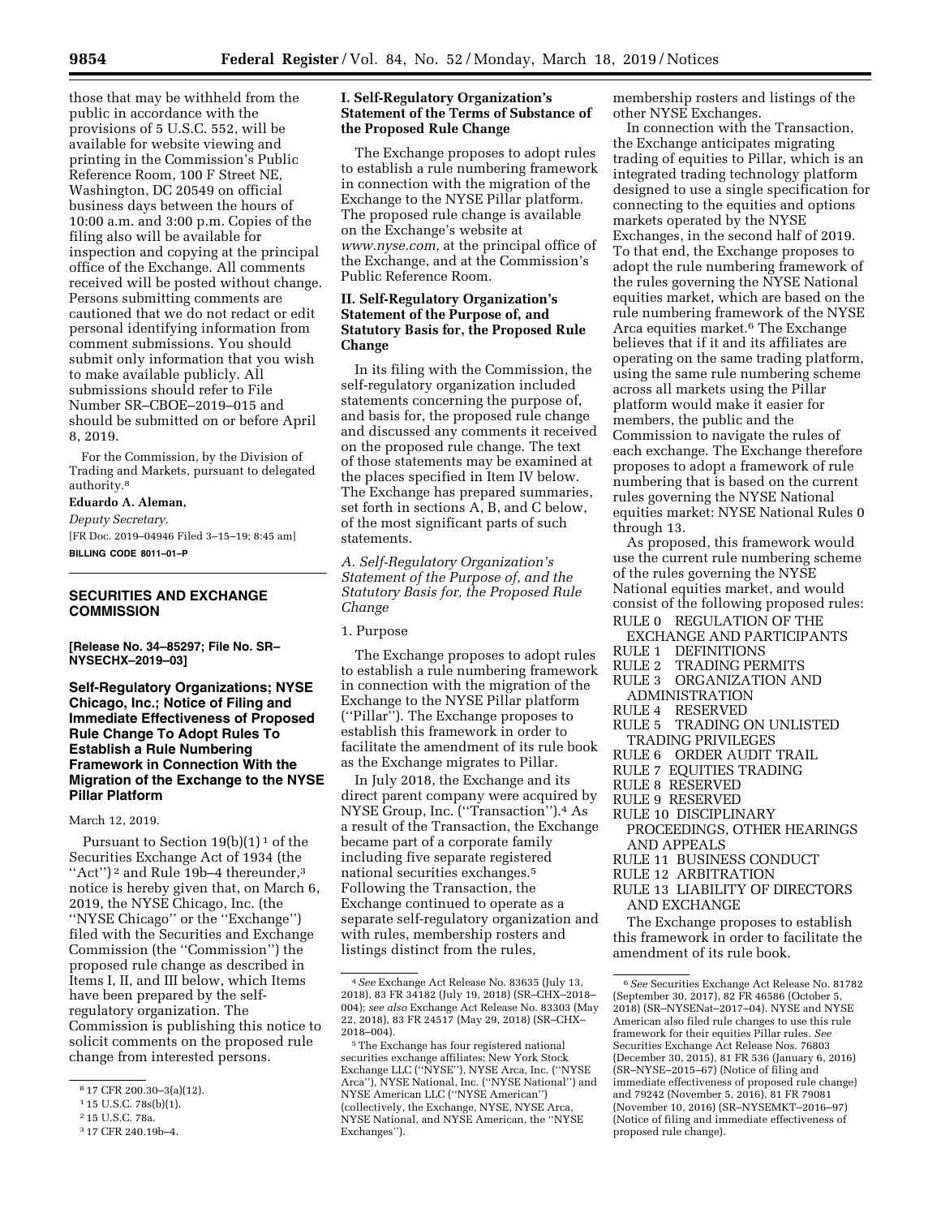those that may be withheld from the public in accordance with the provisions of 5 U.S.C. 552, will be available for website viewing and printing in the Commission's Public Reference Room, 100 F Street NE, Washington, DC 20549 on official business days between the hours of 10:00 a.m. and 3:00 p.m. Copies of the filing also will be available for inspection and copying at the principal office of the Exchange. All comments received will be posted without change. Persons submitting comments are cautioned that we do not redact or edit personal identifying information from comment submissions. You should submit only information that you wish to make available publicly. All submissions should refer to File Number SR–CBOE–2019–015 and should be submitted on or before April 8, 2019.

For the Commission, by the Division of Trading and Markets, pursuant to delegated authority.[8]

**Eduardo A. Aleman,**

*Deputy Secretary.*

[FR Doc. 2019–04946 Filed 3–15–19; 8:45 am]

**BILLING CODE 8011–01–P**

---

## SECURITIES AND EXCHANGE COMMISSION

**[Release No. 34–85297; File No. SR–NYSECHX–2019–03]**

## Self-Regulatory Organizations; NYSE Chicago, Inc.; Notice of Filing and Immediate Effectiveness of Proposed Rule Change To Adopt Rules To Establish a Rule Numbering Framework in Connection With the Migration of the Exchange to the NYSE Pillar Platform

March 12, 2019.

Pursuant to Section 19(b)(1)[1] of the Securities Exchange Act of 1934 (the "Act")[2] and Rule 19b–4 thereunder,[3] notice is hereby given that, on March 6, 2019, the NYSE Chicago, Inc. (the "NYSE Chicago" or the "Exchange") filed with the Securities and Exchange Commission (the "Commission") the proposed rule change as described in Items I, II, and III below, which Items have been prepared by the self-regulatory organization. The Commission is publishing this notice to solicit comments on the proposed rule change from interested persons.

### I. Self-Regulatory Organization's Statement of the Terms of Substance of the Proposed Rule Change

The Exchange proposes to adopt rules to establish a rule numbering framework in connection with the migration of the Exchange to the NYSE Pillar platform. The proposed rule change is available on the Exchange's website at *www.nyse.com,* at the principal office of the Exchange, and at the Commission's Public Reference Room.

### II. Self-Regulatory Organization's Statement of the Purpose of, and Statutory Basis for, the Proposed Rule Change

In its filing with the Commission, the self-regulatory organization included statements concerning the purpose of, and basis for, the proposed rule change and discussed any comments it received on the proposed rule change. The text of those statements may be examined at the places specified in Item IV below. The Exchange has prepared summaries, set forth in sections A, B, and C below, of the most significant parts of such statements.

#### *A. Self-Regulatory Organization's Statement of the Purpose of, and the Statutory Basis for, the Proposed Rule Change*

1. Purpose

The Exchange proposes to adopt rules to establish a rule numbering framework in connection with the migration of the Exchange to the NYSE Pillar platform ("Pillar"). The Exchange proposes to establish this framework in order to facilitate the amendment of its rule book as the Exchange migrates to Pillar.

In July 2018, the Exchange and its direct parent company were acquired by NYSE Group, Inc. ("Transaction").[4] As a result of the Transaction, the Exchange became part of a corporate family including five separate registered national securities exchanges.[5] Following the Transaction, the Exchange continued to operate as a separate self-regulatory organization and with rules, membership rosters and listings distinct from the rules, membership rosters and listings of the other NYSE Exchanges.

In connection with the Transaction, the Exchange anticipates migrating trading of equities to Pillar, which is an integrated trading technology platform designed to use a single specification for connecting to the equities and options markets operated by the NYSE Exchanges, in the second half of 2019. To that end, the Exchange proposes to adopt the rule numbering framework of the rules governing the NYSE National equities market, which are based on the rule numbering framework of the NYSE Arca equities market.[6] The Exchange believes that if it and its affiliates are operating on the same trading platform, using the same rule numbering scheme across all markets using the Pillar platform would make it easier for members, the public and the Commission to navigate the rules of each exchange. The Exchange therefore proposes to adopt a framework of rule numbering that is based on the current rules governing the NYSE National equities market: NYSE National Rules 0 through 13.

As proposed, this framework would use the current rule numbering scheme of the rules governing the NYSE National equities market, and would consist of the following proposed rules:

RULE 0 REGULATION OF THE EXCHANGE AND PARTICIPANTS
RULE 1 DEFINITIONS
RULE 2 TRADING PERMITS
RULE 3 ORGANIZATION AND ADMINISTRATION
RULE 4 RESERVED
RULE 5 TRADING ON UNLISTED TRADING PRIVILEGES
RULE 6 ORDER AUDIT TRAIL
RULE 7 EQUITIES TRADING
RULE 8 RESERVED
RULE 9 RESERVED
RULE 10 DISCIPLINARY PROCEEDINGS, OTHER HEARINGS AND APPEALS
RULE 11 BUSINESS CONDUCT
RULE 12 ARBITRATION
RULE 13 LIABILITY OF DIRECTORS AND EXCHANGE

The Exchange proposes to establish this framework in order to facilitate the amendment of its rule book.

---

[8] 17 CFR 200.30–3(a)(12).

[1] 15 U.S.C. 78s(b)(1).

[2] 15 U.S.C. 78a.

[3] 17 CFR 240.19b–4.

[4] *See* Exchange Act Release No. 83635 (July 13, 2018), 83 FR 34182 (July 19, 2018) (SR–CHX–2018–004); *see also* Exchange Act Release No. 83303 (May 22, 2018), 83 FR 24517 (May 29, 2018) (SR–CHX–2018–004).

[5] The Exchange has four registered national securities exchange affiliates: New York Stock Exchange LLC ("NYSE"), NYSE Arca, Inc. ("NYSE Arca"), NYSE National, Inc. ("NYSE National") and NYSE American LLC ("NYSE American") (collectively, the Exchange, NYSE, NYSE Arca, NYSE National, and NYSE American, the "NYSE Exchanges").

[6] *See* Securities Exchange Act Release No. 81782 (September 30, 2017), 82 FR 46586 (October 5, 2018) (SR–NYSENat–2017–04). NYSE and NYSE American also filed rule changes to use this rule framework for their equities Pillar rules. *See* Securities Exchange Act Release Nos. 76803 (December 30, 2015), 81 FR 536 (January 6, 2016) (SR–NYSE–2015–67) (Notice of filing and immediate effectiveness of proposed rule change) and 79242 (November 5, 2016), 81 FR 79081 (November 10, 2016) (SR–NYSEMKT–2016–97) (Notice of filing and immediate effectiveness of proposed rule change).